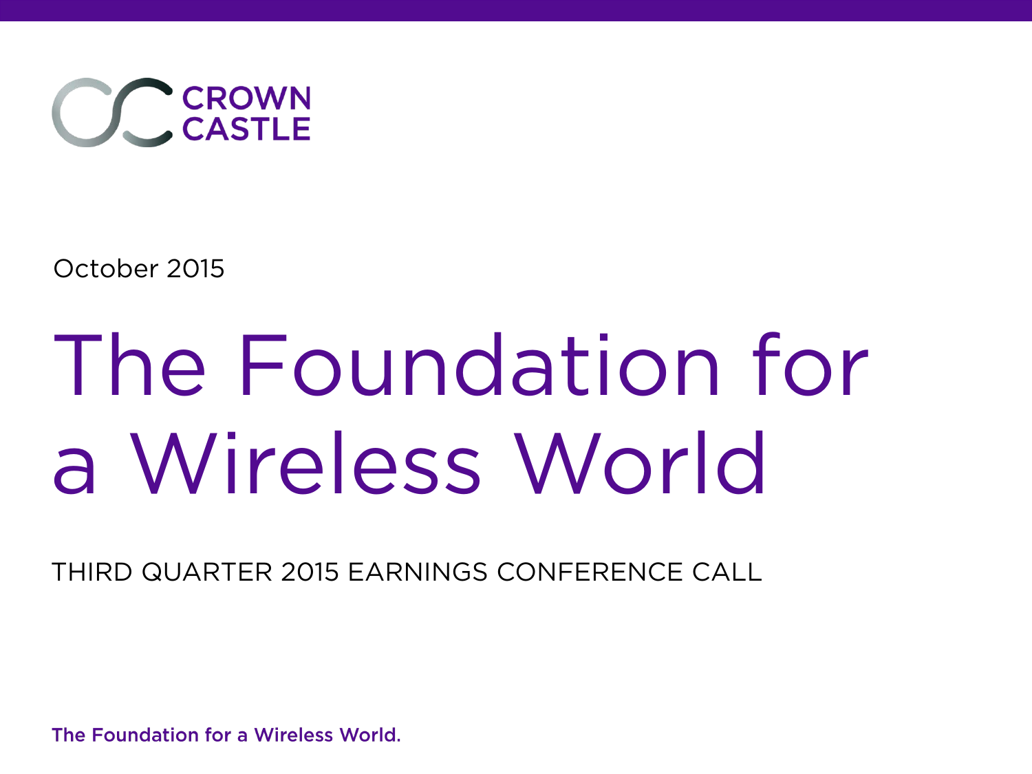CROWN CASTLE

October 2015

# The Foundation for a Wireless World

THIRD QUARTER 2015 EARNINGS CONFERENCE CALL

The Foundation for a Wireless World.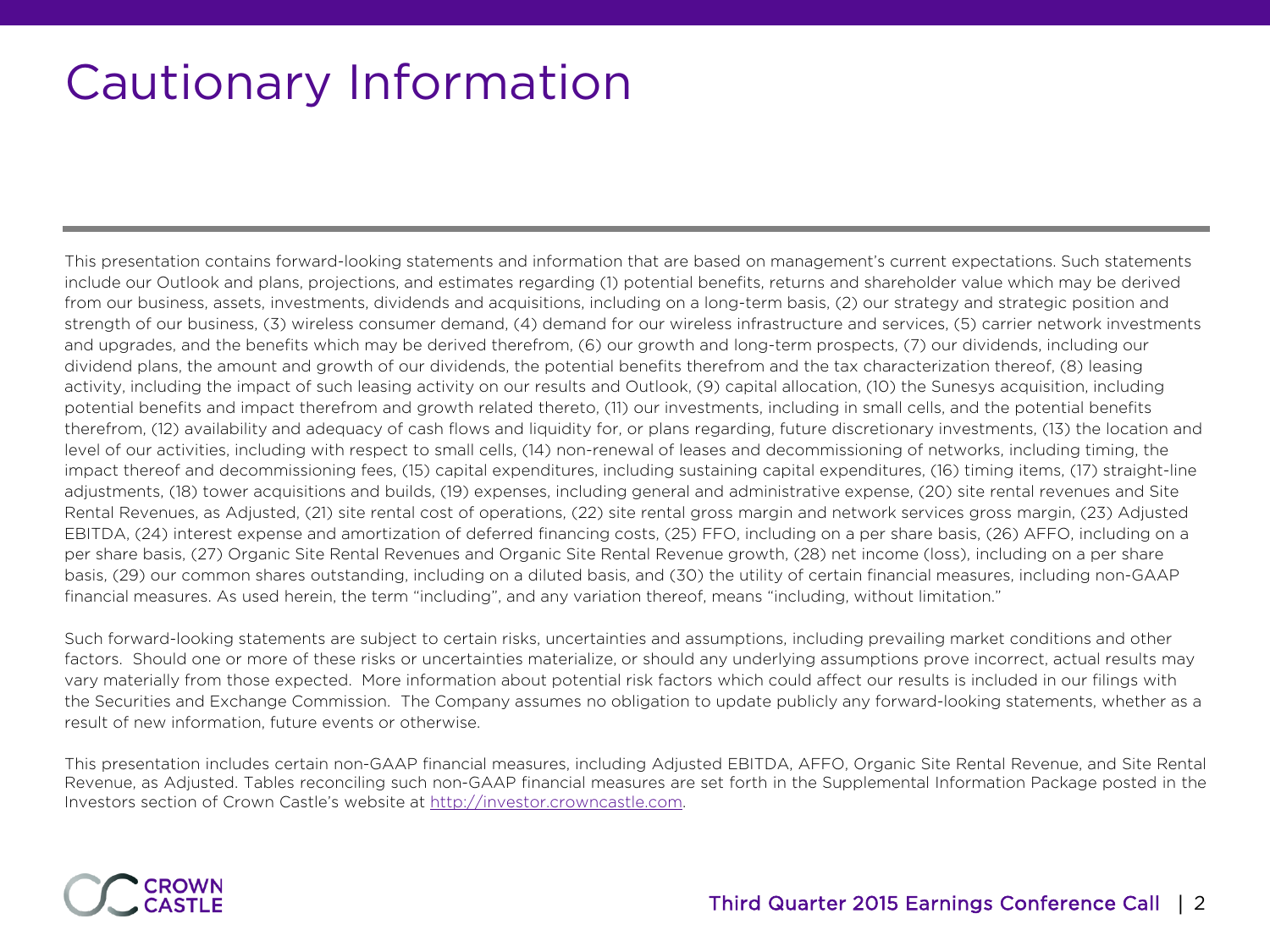# Cautionary Information

This presentation contains forward-looking statements and information that are based on management's current expectations. Such statements include our Outlook and plans, projections, and estimates regarding (1) potential benefits, returns and shareholder value which may be derived from our business, assets, investments, dividends and acquisitions, including on a long-term basis, (2) our strategy and strategic position and strength of our business, (3) wireless consumer demand, (4) demand for our wireless infrastructure and services, (5) carrier network investments and upgrades, and the benefits which may be derived therefrom, (6) our growth and long-term prospects, (7) our dividends, including our dividend plans, the amount and growth of our dividends, the potential benefits therefrom and the tax characterization thereof, (8) leasing activity, including the impact of such leasing activity on our results and Outlook, (9) capital allocation, (10) the Sunesys acquisition, including potential benefits and impact therefrom and growth related thereto, (11) our investments, including in small cells, and the potential benefits therefrom, (12) availability and adequacy of cash flows and liquidity for, or plans regarding, future discretionary investments, (13) the location and level of our activities, including with respect to small cells, (14) non-renewal of leases and decommissioning of networks, including timing, the impact thereof and decommissioning fees, (15) capital expenditures, including sustaining capital expenditures, (16) timing items, (17) straight-line adjustments, (18) tower acquisitions and builds, (19) expenses, including general and administrative expense, (20) site rental revenues and Site Rental Revenues, as Adjusted, (21) site rental cost of operations, (22) site rental gross margin and network services gross margin, (23) Adjusted EBITDA, (24) interest expense and amortization of deferred financing costs, (25) FFO, including on a per share basis, (26) AFFO, including on a per share basis, (27) Organic Site Rental Revenues and Organic Site Rental Revenue growth, (28) net income (loss), including on a per share basis, (29) our common shares outstanding, including on a diluted basis, and (30) the utility of certain financial measures, including non-GAAP financial measures. As used herein, the term "including", and any variation thereof, means "including, without limitation."

Such forward-looking statements are subject to certain risks, uncertainties and assumptions, including prevailing market conditions and other factors. Should one or more of these risks or uncertainties materialize, or should any underlying assumptions prove incorrect, actual results may vary materially from those expected. More information about potential risk factors which could affect our results is included in our filings with the Securities and Exchange Commission. The Company assumes no obligation to update publicly any forward-looking statements, whether as a result of new information, future events or otherwise.

This presentation includes certain non-GAAP financial measures, including Adjusted EBITDA, AFFO, Organic Site Rental Revenue, and Site Rental Revenue, as Adjusted. Tables reconciling such non-GAAP financial measures are set forth in the Supplemental Information Package posted in the Investors section of Crown Castle's website at http://investor.crowncastle.com.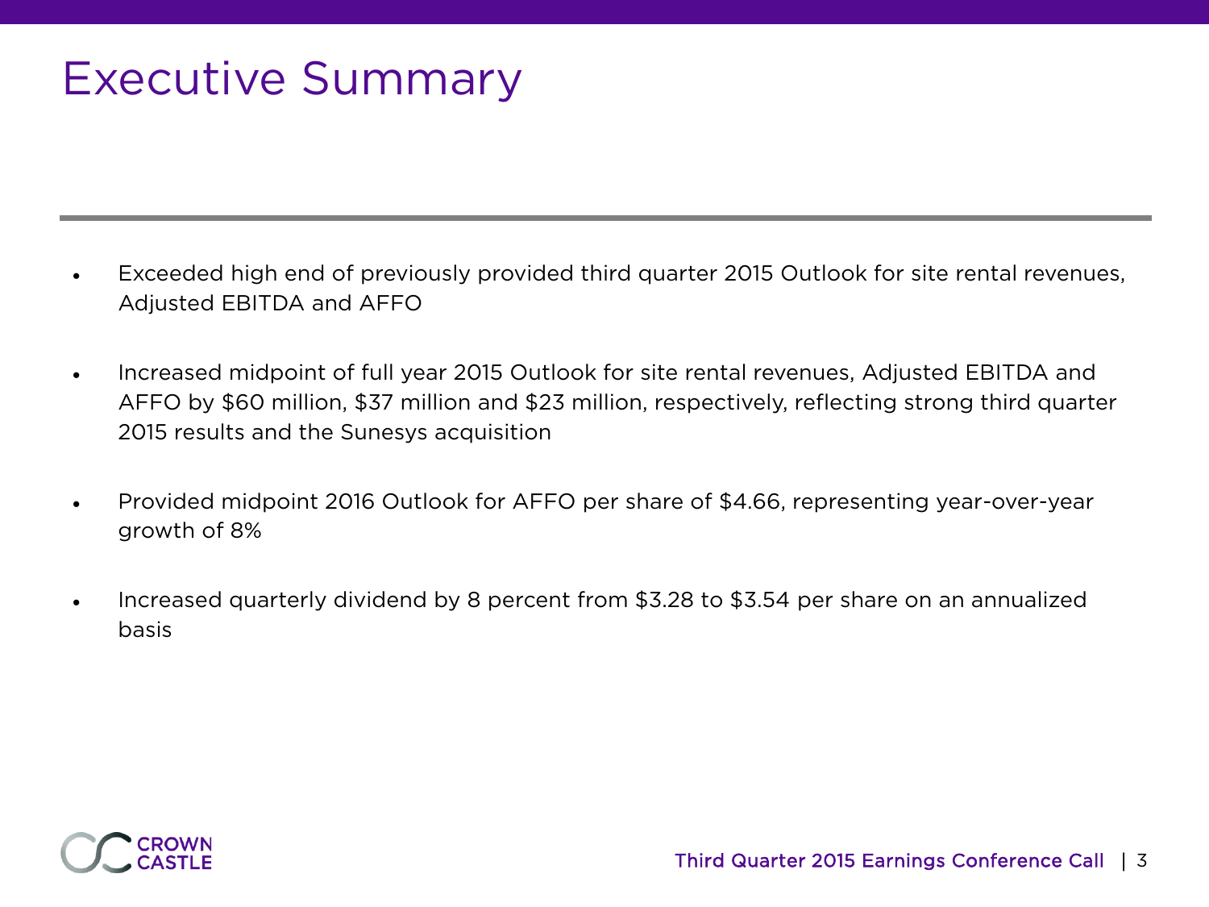# Executive Summary

- Exceeded high end of previously provided third quarter 2015 Outlook for site rental revenues, Adjusted EBITDA and AFFO
- Increased midpoint of full year 2015 Outlook for site rental revenues, Adjusted EBITDA and AFFO by $60 million, $37 million and $23 million, respectively, reflecting strong third quarter 2015 results and the Sunesys acquisition
- Provided midpoint 2016 Outlook for AFFO per share of $4.66, representing year-over-year growth of 8%
- Increased quarterly dividend by 8 percent from $3.28 to $3.54 per share on an annualized basis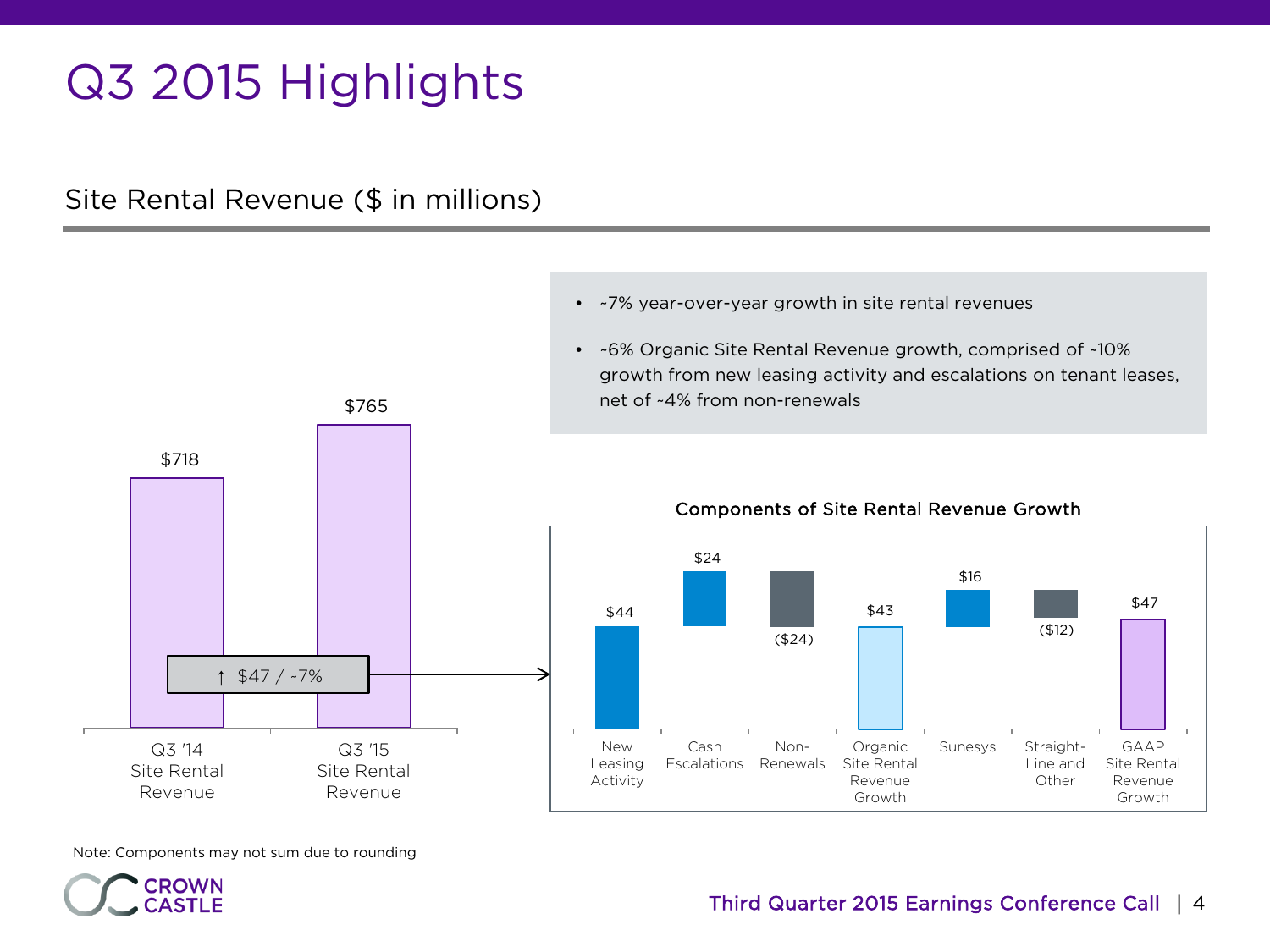# Q3 2015 Highlights

## Site Rental Revenue ($ in millions)

- ~7% year-over-year growth in site rental revenues
- ~6% Organic Site Rental Revenue growth, comprised of ~10% growth from new leasing activity and escalations on tenant leases, net of ~4% from non-renewals

| | Site Rental Revenue |
|---|---|
| Q3 '14 | $718 |
| Q3 '15 | $765 |

↑ $47 / ~7%

**Components of Site Rental Revenue Growth**

| Component | Amount |
|---|---|
| New Leasing Activity | $44 |
| Cash Escalations | $24 |
| Non-Renewals | ($24) |
| Organic Site Rental Revenue Growth | $43 |
| Sunesys | $16 |
| Straight-Line and Other | ($12) |
| GAAP Site Rental Revenue Growth | $47 |

Note: Components may not sum due to rounding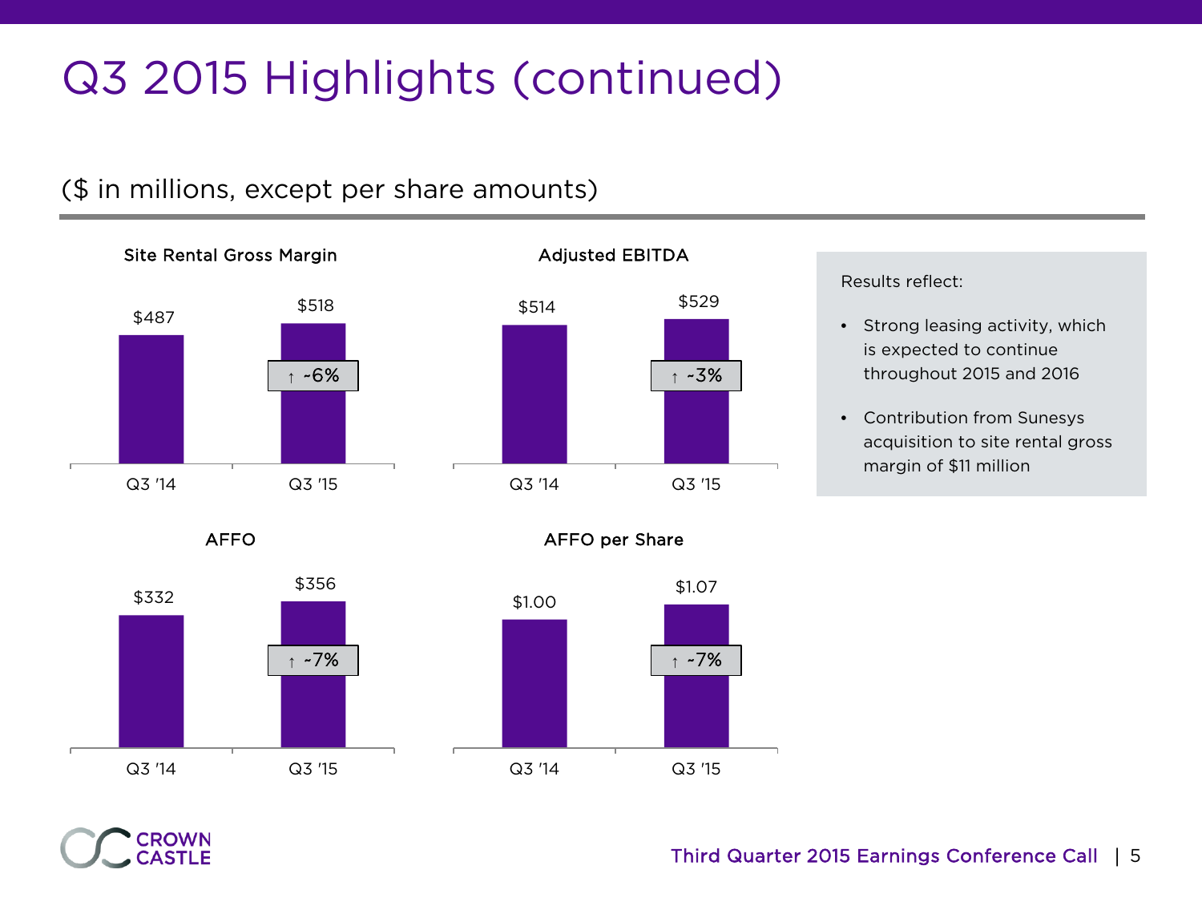# Q3 2015 Highlights (continued)

($ in millions, except per share amounts)

### Site Rental Gross Margin

| | Q3 '14 | Q3 '15 |
|---|---|---|
| Site Rental Gross Margin | $487 | $518 |

↑ ~6%

### Adjusted EBITDA

| | Q3 '14 | Q3 '15 |
|---|---|---|
| Adjusted EBITDA | $514 | $529 |

↑ ~3%

### AFFO

| | Q3 '14 | Q3 '15 |
|---|---|---|
| AFFO | $332 | $356 |

↑ ~7%

### AFFO per Share

| | Q3 '14 | Q3 '15 |
|---|---|---|
| AFFO per Share | $1.00 | $1.07 |

↑ ~7%

Results reflect:

- Strong leasing activity, which is expected to continue throughout 2015 and 2016
- Contribution from Sunesys acquisition to site rental gross margin of $11 million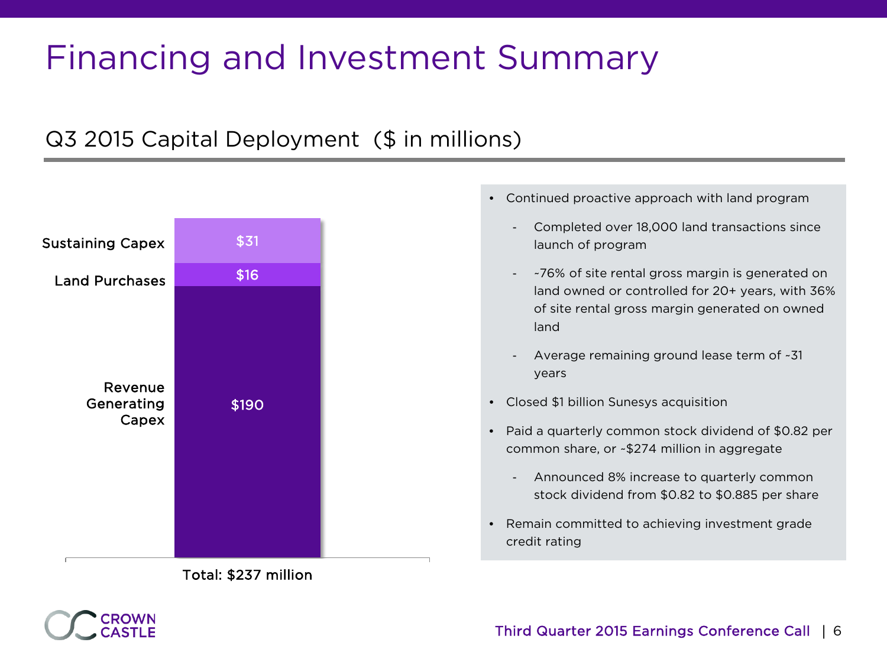# Financing and Investment Summary

## Q3 2015 Capital Deployment ($ in millions)

| Category | Amount |
|---|---|
| Sustaining Capex | $31 |
| Land Purchases | $16 |
| Revenue Generating Capex | $190 |

Total: $237 million

- Continued proactive approach with land program
  - Completed over 18,000 land transactions since launch of program
  - ~76% of site rental gross margin is generated on land owned or controlled for 20+ years, with 36% of site rental gross margin generated on owned land
  - Average remaining ground lease term of ~31 years
- Closed $1 billion Sunesys acquisition
- Paid a quarterly common stock dividend of $0.82 per common share, or ~$274 million in aggregate
  - Announced 8% increase to quarterly common stock dividend from $0.82 to $0.885 per share
- Remain committed to achieving investment grade credit rating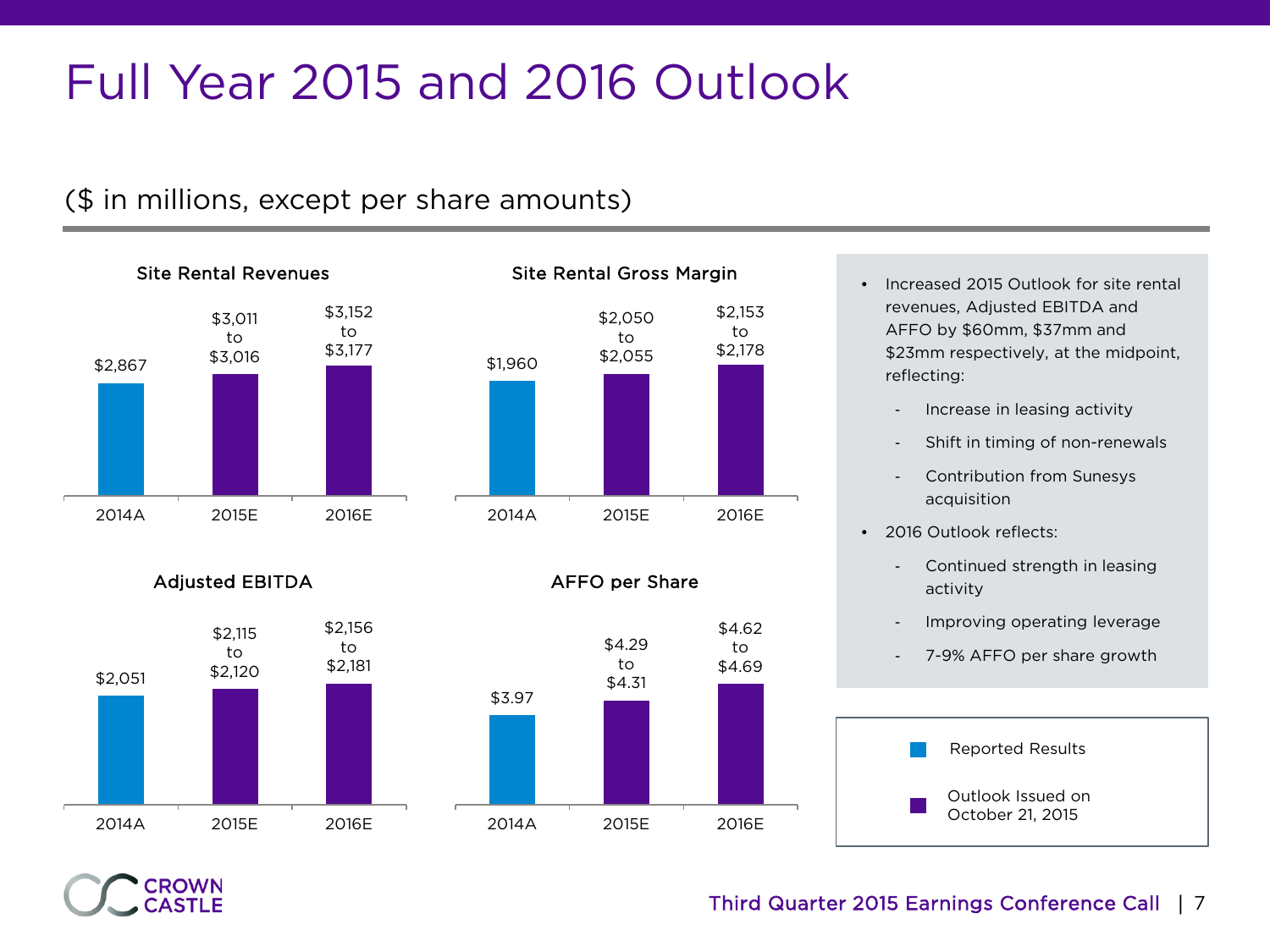# Full Year 2015 and 2016 Outlook

($ in millions, except per share amounts)

### Site Rental Revenues

| 2014A | 2015E | 2016E |
|---|---|---|
| $2,867 | $3,011 to $3,016 | $3,152 to $3,177 |

### Site Rental Gross Margin

| 2014A | 2015E | 2016E |
|---|---|---|
| $1,960 | $2,050 to $2,055 | $2,153 to $2,178 |

### Adjusted EBITDA

| 2014A | 2015E | 2016E |
|---|---|---|
| $2,051 | $2,115 to $2,120 | $2,156 to $2,181 |

### AFFO per Share

| 2014A | 2015E | 2016E |
|---|---|---|
| $3.97 | $4.29 to $4.31 | $4.62 to $4.69 |

- Increased 2015 Outlook for site rental revenues, Adjusted EBITDA and AFFO by $60mm, $37mm and $23mm respectively, at the midpoint, reflecting:
  - Increase in leasing activity
  - Shift in timing of non-renewals
  - Contribution from Sunesys acquisition
- 2016 Outlook reflects:
  - Continued strength in leasing activity
  - Improving operating leverage
  - 7-9% AFFO per share growth

Legend: Reported Results (2014A); Outlook Issued on October 21, 2015 (2015E, 2016E)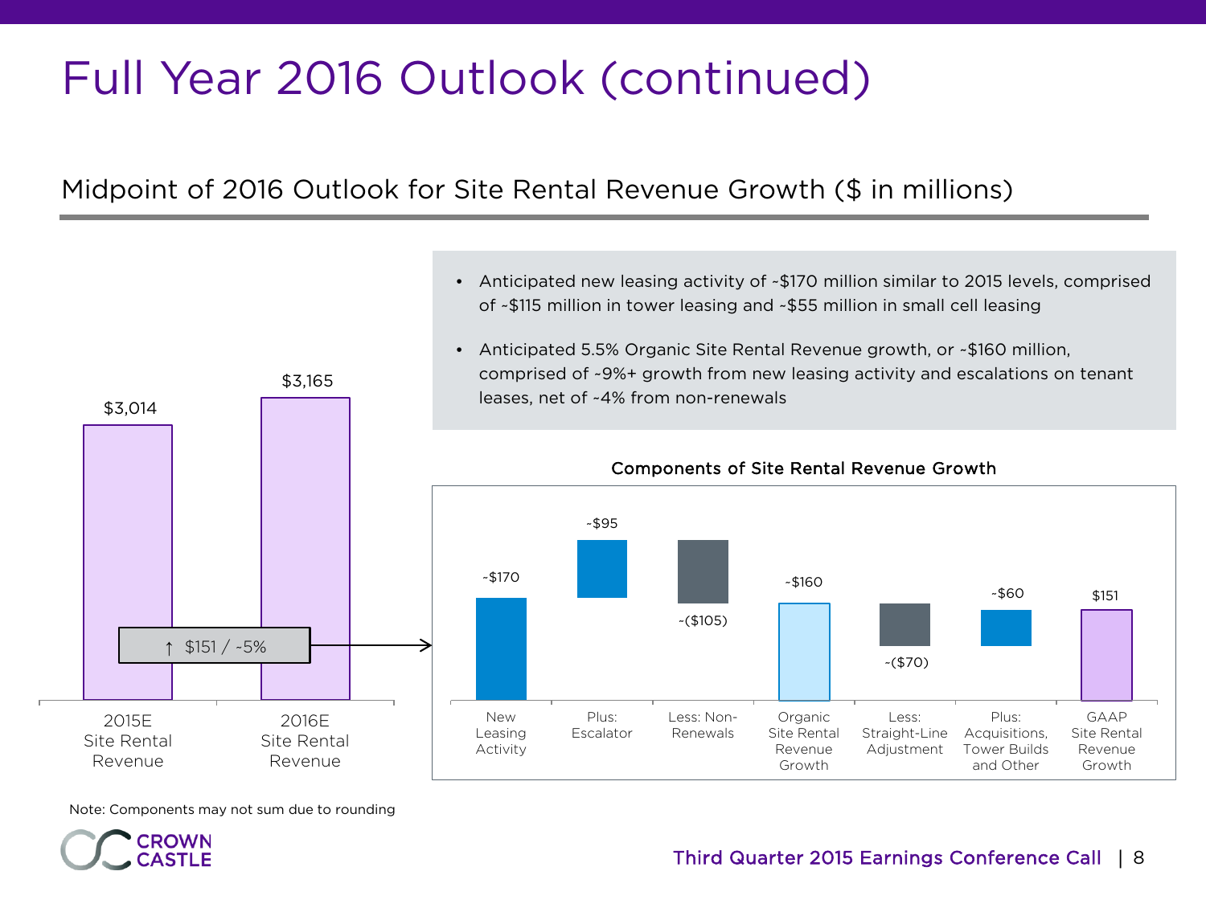# Full Year 2016 Outlook (continued)

## Midpoint of 2016 Outlook for Site Rental Revenue Growth ($ in millions)

| | 2015E Site Rental Revenue | 2016E Site Rental Revenue |
|---|---|---|
| Value | $3,014 | $3,165 |

↑ $151 / ~5%

- Anticipated new leasing activity of ~$170 million similar to 2015 levels, comprised of ~$115 million in tower leasing and ~$55 million in small cell leasing
- Anticipated 5.5% Organic Site Rental Revenue growth, or ~$160 million, comprised of ~9%+ growth from new leasing activity and escalations on tenant leases, net of ~4% from non-renewals

**Components of Site Rental Revenue Growth**

| Component | Amount |
|---|---|
| New Leasing Activity | ~$170 |
| Plus: Escalator | ~$95 |
| Less: Non-Renewals | ~($105) |
| Organic Site Rental Revenue Growth | ~$160 |
| Less: Straight-Line Adjustment | ~($70) |
| Plus: Acquisitions, Tower Builds and Other | ~$60 |
| GAAP Site Rental Revenue Growth | $151 |

Note: Components may not sum due to rounding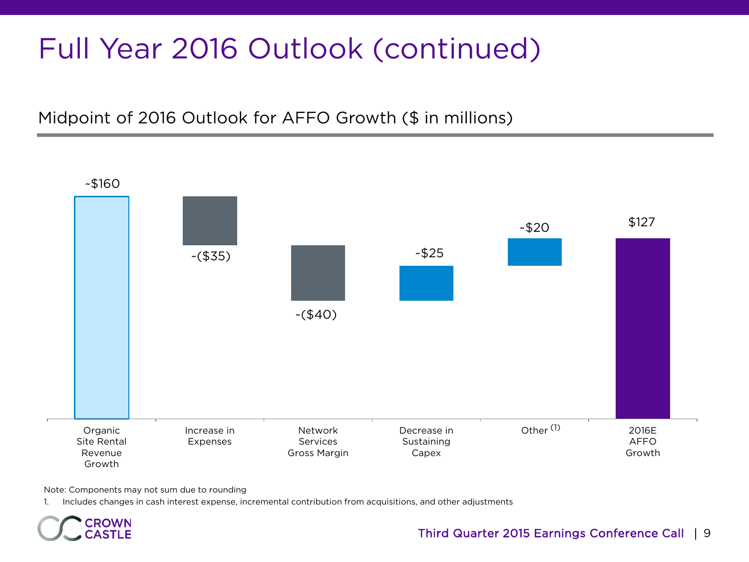# Full Year 2016 Outlook (continued)

## Midpoint of 2016 Outlook for AFFO Growth ($ in millions)

~$160

~($35)

~($40)

~$25

~$20

$127

Organic Site Rental Revenue Growth

Increase in Expenses

Network Services Gross Margin

Decrease in Sustaining Capex

Other [1]

2016E AFFO Growth

Note: Components may not sum due to rounding

1. Includes changes in cash interest expense, incremental contribution from acquisitions, and other adjustments